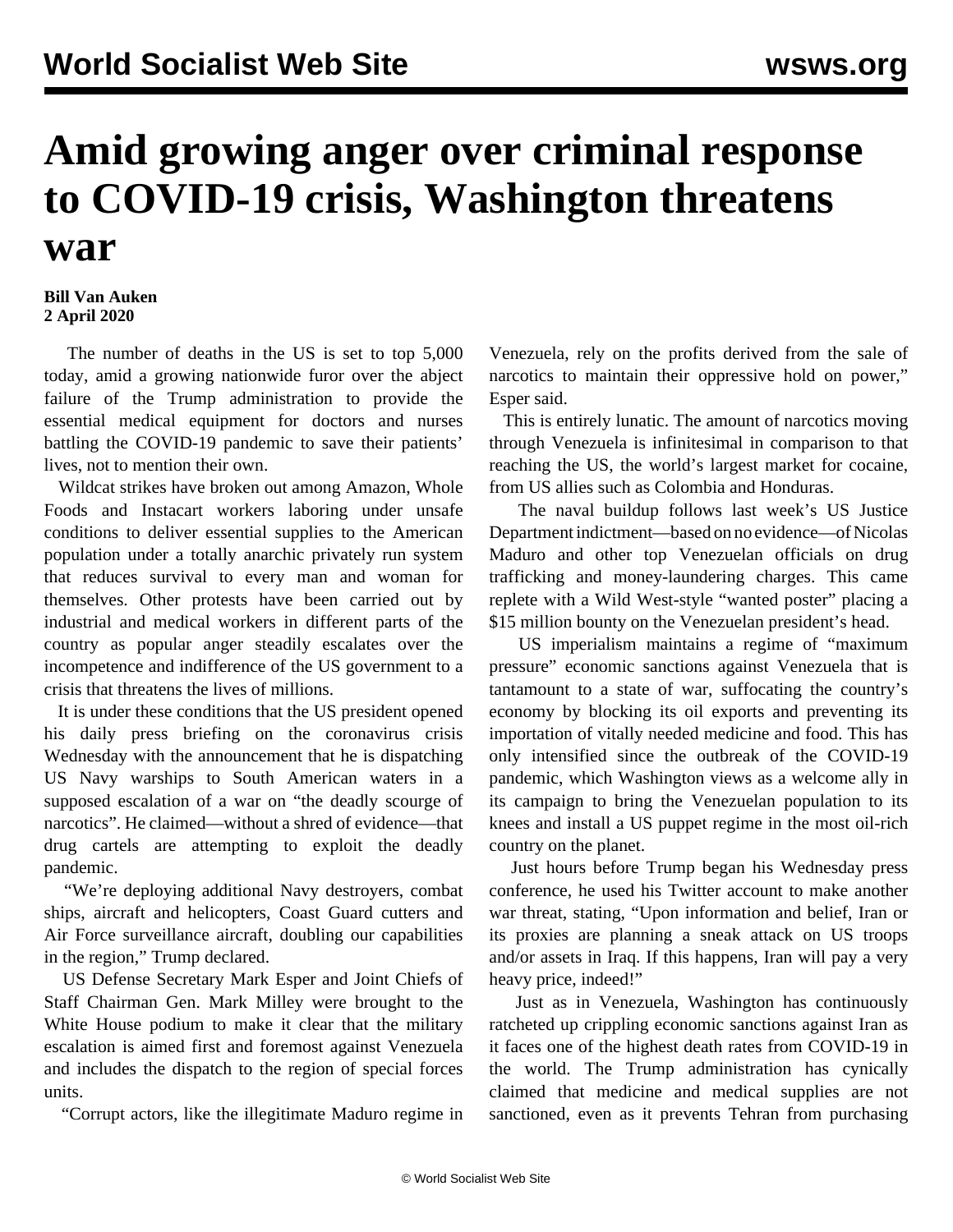# Amid growing anger over criminal response to COVID-19 crisis, Washington threatens war

**Bill Van Auken**
**2 April 2020**

The number of deaths in the US is set to top 5,000 today, amid a growing nationwide furor over the abject failure of the Trump administration to provide the essential medical equipment for doctors and nurses battling the COVID-19 pandemic to save their patients' lives, not to mention their own.

Wildcat strikes have broken out among Amazon, Whole Foods and Instacart workers laboring under unsafe conditions to deliver essential supplies to the American population under a totally anarchic privately run system that reduces survival to every man and woman for themselves. Other protests have been carried out by industrial and medical workers in different parts of the country as popular anger steadily escalates over the incompetence and indifference of the US government to a crisis that threatens the lives of millions.

It is under these conditions that the US president opened his daily press briefing on the coronavirus crisis Wednesday with the announcement that he is dispatching US Navy warships to South American waters in a supposed escalation of a war on "the deadly scourge of narcotics". He claimed—without a shred of evidence—that drug cartels are attempting to exploit the deadly pandemic.

"We're deploying additional Navy destroyers, combat ships, aircraft and helicopters, Coast Guard cutters and Air Force surveillance aircraft, doubling our capabilities in the region," Trump declared.

US Defense Secretary Mark Esper and Joint Chiefs of Staff Chairman Gen. Mark Milley were brought to the White House podium to make it clear that the military escalation is aimed first and foremost against Venezuela and includes the dispatch to the region of special forces units.

"Corrupt actors, like the illegitimate Maduro regime in Venezuela, rely on the profits derived from the sale of narcotics to maintain their oppressive hold on power," Esper said.

This is entirely lunatic. The amount of narcotics moving through Venezuela is infinitesimal in comparison to that reaching the US, the world's largest market for cocaine, from US allies such as Colombia and Honduras.

The naval buildup follows last week's US Justice Department indictment—based on no evidence—of Nicolas Maduro and other top Venezuelan officials on drug trafficking and money-laundering charges. This came replete with a Wild West-style "wanted poster" placing a $15 million bounty on the Venezuelan president's head.

US imperialism maintains a regime of "maximum pressure" economic sanctions against Venezuela that is tantamount to a state of war, suffocating the country's economy by blocking its oil exports and preventing its importation of vitally needed medicine and food. This has only intensified since the outbreak of the COVID-19 pandemic, which Washington views as a welcome ally in its campaign to bring the Venezuelan population to its knees and install a US puppet regime in the most oil-rich country on the planet.

Just hours before Trump began his Wednesday press conference, he used his Twitter account to make another war threat, stating, "Upon information and belief, Iran or its proxies are planning a sneak attack on US troops and/or assets in Iraq. If this happens, Iran will pay a very heavy price, indeed!"

Just as in Venezuela, Washington has continuously ratcheted up crippling economic sanctions against Iran as it faces one of the highest death rates from COVID-19 in the world. The Trump administration has cynically claimed that medicine and medical supplies are not sanctioned, even as it prevents Tehran from purchasing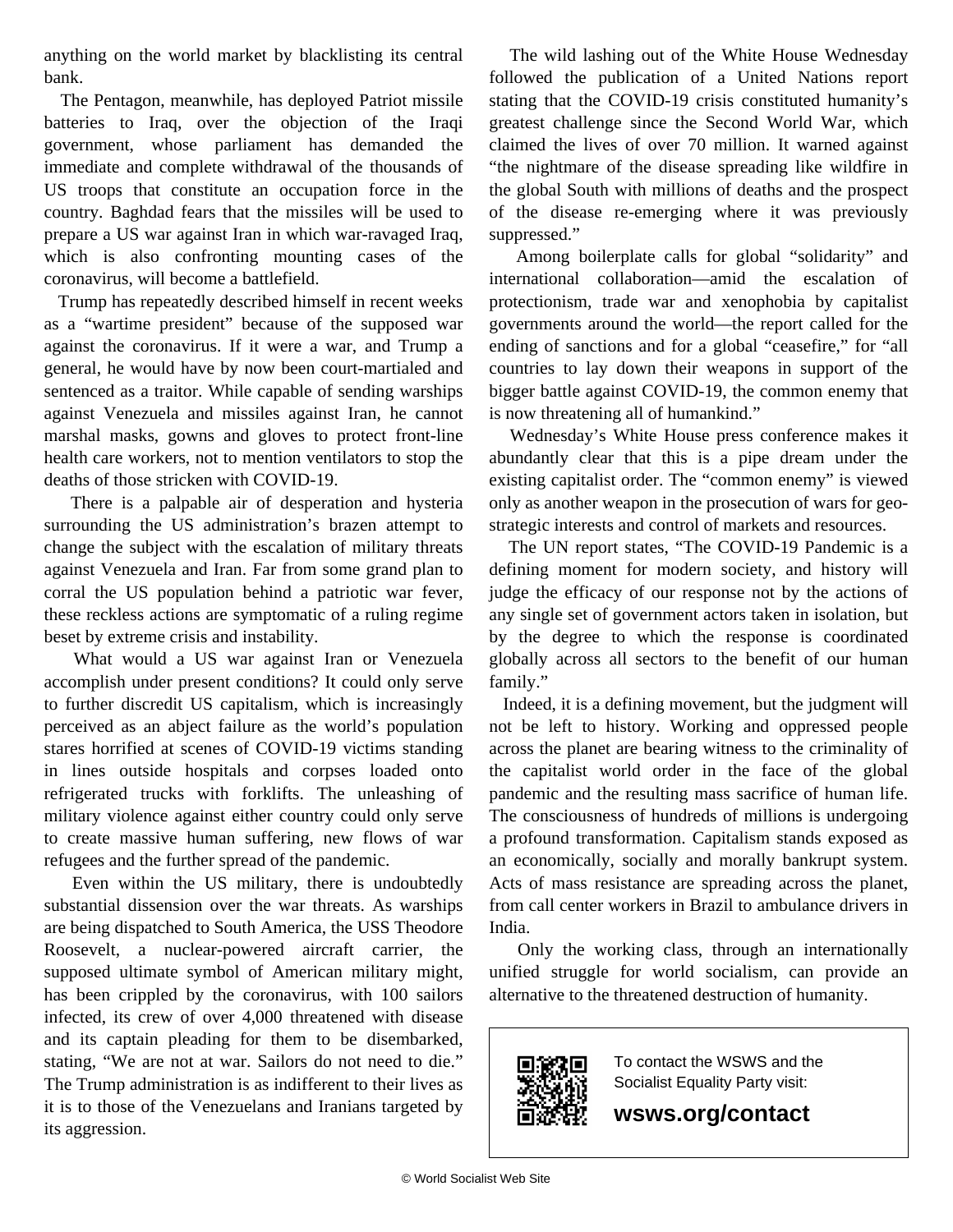anything on the world market by blacklisting its central bank.

The Pentagon, meanwhile, has deployed Patriot missile batteries to Iraq, over the objection of the Iraqi government, whose parliament has demanded the immediate and complete withdrawal of the thousands of US troops that constitute an occupation force in the country. Baghdad fears that the missiles will be used to prepare a US war against Iran in which war-ravaged Iraq, which is also confronting mounting cases of the coronavirus, will become a battlefield.

Trump has repeatedly described himself in recent weeks as a "wartime president" because of the supposed war against the coronavirus. If it were a war, and Trump a general, he would have by now been court-martialed and sentenced as a traitor. While capable of sending warships against Venezuela and missiles against Iran, he cannot marshal masks, gowns and gloves to protect front-line health care workers, not to mention ventilators to stop the deaths of those stricken with COVID-19.

There is a palpable air of desperation and hysteria surrounding the US administration's brazen attempt to change the subject with the escalation of military threats against Venezuela and Iran. Far from some grand plan to corral the US population behind a patriotic war fever, these reckless actions are symptomatic of a ruling regime beset by extreme crisis and instability.

What would a US war against Iran or Venezuela accomplish under present conditions? It could only serve to further discredit US capitalism, which is increasingly perceived as an abject failure as the world's population stares horrified at scenes of COVID-19 victims standing in lines outside hospitals and corpses loaded onto refrigerated trucks with forklifts. The unleashing of military violence against either country could only serve to create massive human suffering, new flows of war refugees and the further spread of the pandemic.

Even within the US military, there is undoubtedly substantial dissension over the war threats. As warships are being dispatched to South America, the USS Theodore Roosevelt, a nuclear-powered aircraft carrier, the supposed ultimate symbol of American military might, has been crippled by the coronavirus, with 100 sailors infected, its crew of over 4,000 threatened with disease and its captain pleading for them to be disembarked, stating, "We are not at war. Sailors do not need to die." The Trump administration is as indifferent to their lives as it is to those of the Venezuelans and Iranians targeted by its aggression.

The wild lashing out of the White House Wednesday followed the publication of a United Nations report stating that the COVID-19 crisis constituted humanity's greatest challenge since the Second World War, which claimed the lives of over 70 million. It warned against "the nightmare of the disease spreading like wildfire in the global South with millions of deaths and the prospect of the disease re-emerging where it was previously suppressed."

Among boilerplate calls for global "solidarity" and international collaboration—amid the escalation of protectionism, trade war and xenophobia by capitalist governments around the world—the report called for the ending of sanctions and for a global "ceasefire," for "all countries to lay down their weapons in support of the bigger battle against COVID-19, the common enemy that is now threatening all of humankind."

Wednesday's White House press conference makes it abundantly clear that this is a pipe dream under the existing capitalist order. The "common enemy" is viewed only as another weapon in the prosecution of wars for geo-strategic interests and control of markets and resources.

The UN report states, "The COVID-19 Pandemic is a defining moment for modern society, and history will judge the efficacy of our response not by the actions of any single set of government actors taken in isolation, but by the degree to which the response is coordinated globally across all sectors to the benefit of our human family."

Indeed, it is a defining movement, but the judgment will not be left to history. Working and oppressed people across the planet are bearing witness to the criminality of the capitalist world order in the face of the global pandemic and the resulting mass sacrifice of human life. The consciousness of hundreds of millions is undergoing a profound transformation. Capitalism stands exposed as an economically, socially and morally bankrupt system. Acts of mass resistance are spreading across the planet, from call center workers in Brazil to ambulance drivers in India.

Only the working class, through an internationally unified struggle for world socialism, can provide an alternative to the threatened destruction of humanity.

To contact the WSWS and the Socialist Equality Party visit:

**wsws.org/contact**